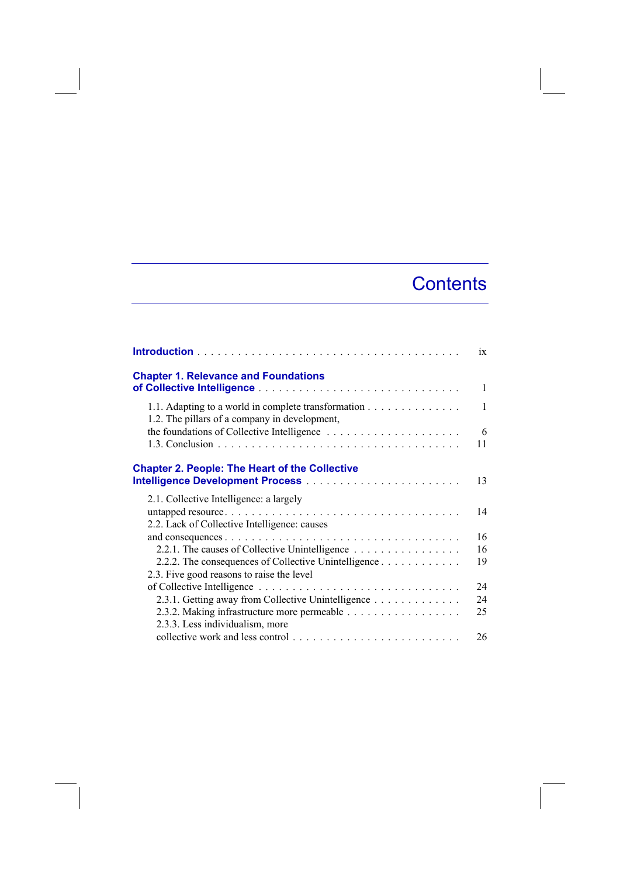# Contents

**Introduction** . . . . . . . . . . . . . . . . . . . . . . . . . . . . . . . . . . . . . ix

**Chapter 1. Relevance and Foundations of Collective Intelligence** . . . . . . . . . . . . . . . . . . . . . . . . . . . . . 1

1.1. Adapting to a world in complete transformation . . . . . . . . . . . . . . 1
1.2. The pillars of a company in development, the foundations of Collective Intelligence . . . . . . . . . . . . . . . . . . . . 6
1.3. Conclusion . . . . . . . . . . . . . . . . . . . . . . . . . . . . . . . . . . . 11

**Chapter 2. People: The Heart of the Collective Intelligence Development Process** . . . . . . . . . . . . . . . . . . . . . . . 13

2.1. Collective Intelligence: a largely untapped resource . . . . . . . . . . . . . . . . . . . . . . . . . . . . . . . . . . . 14
2.2. Lack of Collective Intelligence: causes and consequences . . . . . . . . . . . . . . . . . . . . . . . . . . . . . . . . . . 16
2.2.1. The causes of Collective Unintelligence . . . . . . . . . . . . . . . . 16
2.2.2. The consequences of Collective Unintelligence . . . . . . . . . . . . 19
2.3. Five good reasons to raise the level of Collective Intelligence . . . . . . . . . . . . . . . . . . . . . . . . . . . . . 24
2.3.1. Getting away from Collective Unintelligence . . . . . . . . . . . . . 24
2.3.2. Making infrastructure more permeable . . . . . . . . . . . . . . . . . 25
2.3.3. Less individualism, more collective work and less control . . . . . . . . . . . . . . . . . . . . . . . . . 26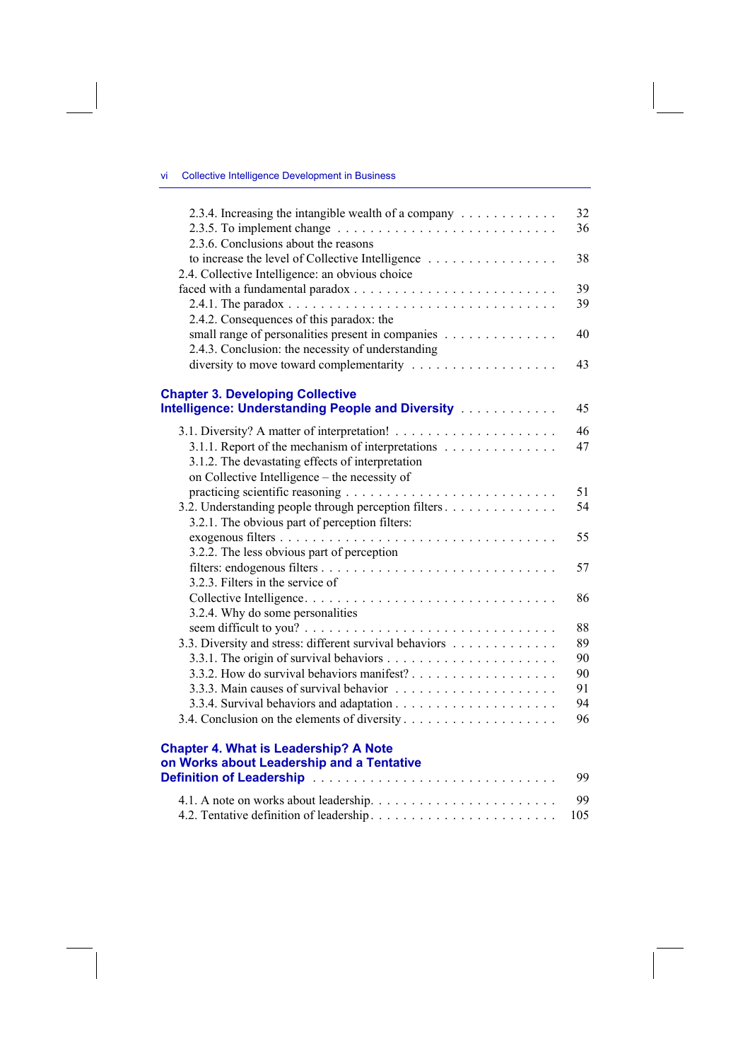2.3.4. Increasing the intangible wealth of a company . . . . . . . . . . . 32
2.3.5. To implement change . . . . . . . . . . . . . . . . . . . . . . . . . 36
2.3.6. Conclusions about the reasons to increase the level of Collective Intelligence . . . . . . . . . . . . . . . 38
2.4. Collective Intelligence: an obvious choice faced with a fundamental paradox . . . . . . . . . . . . . . . . . . . . . . . 39
2.4.1. The paradox . . . . . . . . . . . . . . . . . . . . . . . . . . . . . . 39
2.4.2. Consequences of this paradox: the small range of personalities present in companies . . . . . . . . . . . . . 40
2.4.3. Conclusion: the necessity of understanding diversity to move toward complementarity . . . . . . . . . . . . . . . . . 43

**Chapter 3. Developing Collective Intelligence: Understanding People and Diversity . . . . . . . . . . . 45**

3.1. Diversity? A matter of interpretation! . . . . . . . . . . . . . . . . . . . 46
3.1.1. Report of the mechanism of interpretations . . . . . . . . . . . . . 47
3.1.2. The devastating effects of interpretation on Collective Intelligence – the necessity of practicing scientific reasoning . . . . . . . . . . . . . . . . . . . . . . . . 51
3.2. Understanding people through perception filters . . . . . . . . . . . . . 54
3.2.1. The obvious part of perception filters: exogenous filters . . . . . . . . . . . . . . . . . . . . . . . . . . . . . . 55
3.2.2. The less obvious part of perception filters: endogenous filters . . . . . . . . . . . . . . . . . . . . . . . . . . 57
3.2.3. Filters in the service of Collective Intelligence . . . . . . . . . . . . . . . . . . . . . . . . . . . . 86
3.2.4. Why do some personalities seem difficult to you? . . . . . . . . . . . . . . . . . . . . . . . . . . . 88
3.3. Diversity and stress: different survival behaviors . . . . . . . . . . . . 89
3.3.1. The origin of survival behaviors . . . . . . . . . . . . . . . . . . . 90
3.3.2. How do survival behaviors manifest? . . . . . . . . . . . . . . . . . 90
3.3.3. Main causes of survival behavior . . . . . . . . . . . . . . . . . . . 91
3.3.4. Survival behaviors and adaptation . . . . . . . . . . . . . . . . . . . 94
3.4. Conclusion on the elements of diversity . . . . . . . . . . . . . . . . . 96

**Chapter 4. What is Leadership? A Note on Works about Leadership and a Tentative Definition of Leadership . . . . . . . . . . . . . . . . . . . . . . . . . . . 99**

4.1. A note on works about leadership. . . . . . . . . . . . . . . . . . . . . 99
4.2. Tentative definition of leadership . . . . . . . . . . . . . . . . . . . . . 105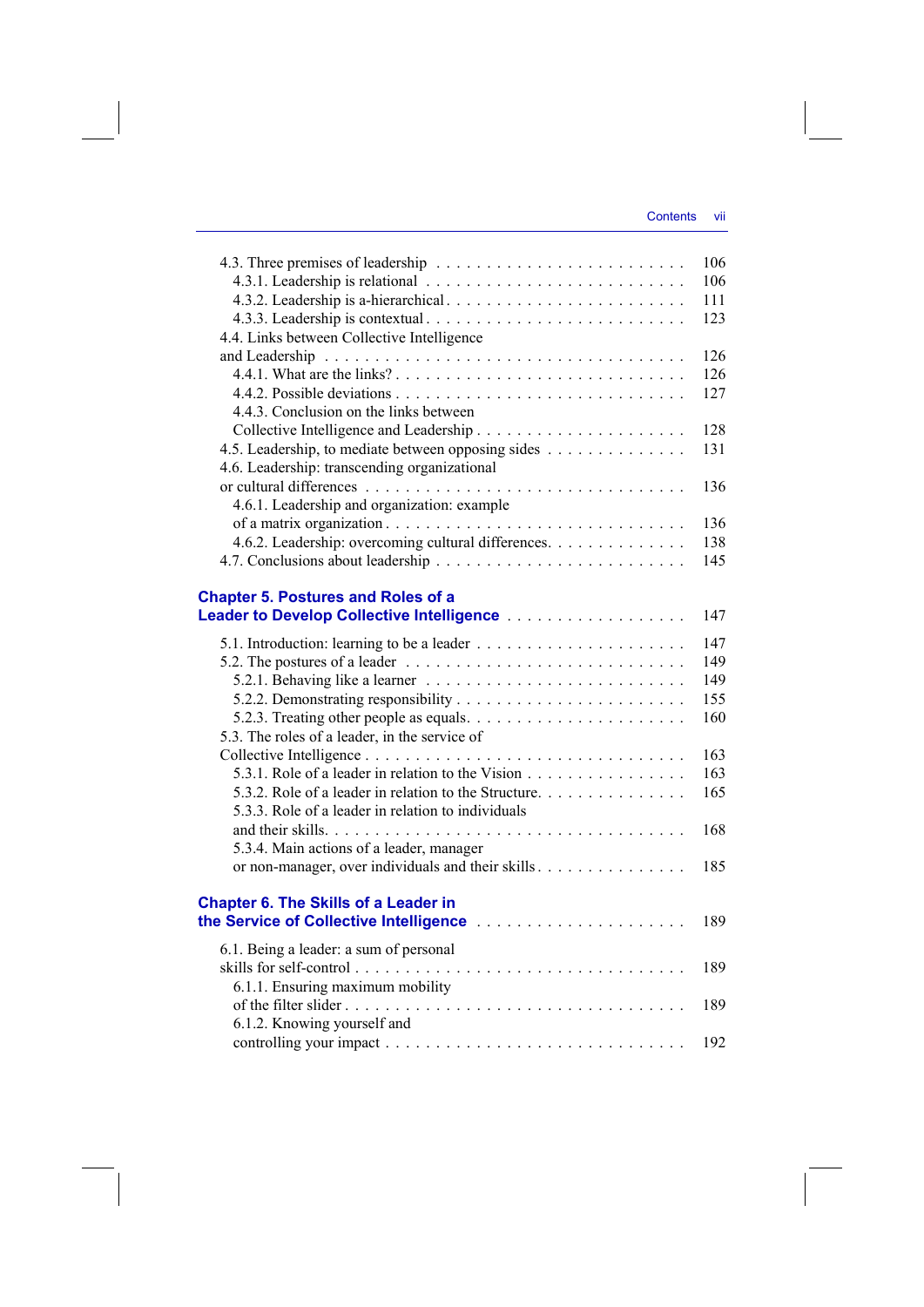4.3. Three premises of leadership . . . . . . . . . . . . . . . . . . . . . . . . 106
  4.3.1. Leadership is relational . . . . . . . . . . . . . . . . . . . . . . . . 106
  4.3.2. Leadership is a-hierarchical . . . . . . . . . . . . . . . . . . . . . . 111
  4.3.3. Leadership is contextual . . . . . . . . . . . . . . . . . . . . . . . . 123
4.4. Links between Collective Intelligence and Leadership . . . . . . . . . . . . . . . . . . . . . . . . 126
  4.4.1. What are the links? . . . . . . . . . . . . . . . . . . . . . . . . 126
  4.4.2. Possible deviations . . . . . . . . . . . . . . . . . . . . . . . . 127
  4.4.3. Conclusion on the links between Collective Intelligence and Leadership . . . . . . . . . . . . . . . . . . . . 128
4.5. Leadership, to mediate between opposing sides . . . . . . . . . . . . . 131
4.6. Leadership: transcending organizational or cultural differences . . . . . . . . . . . . . . . . . . . . . . . . 136
  4.6.1. Leadership and organization: example of a matrix organization . . . . . . . . . . . . . . . . . . . . . . . . 136
  4.6.2. Leadership: overcoming cultural differences. . . . . . . . . . . . . 138
4.7. Conclusions about leadership . . . . . . . . . . . . . . . . . . . . . . . . 145

## Chapter 5. Postures and Roles of a Leader to Develop Collective Intelligence . . . . . . . . . . . . . . . . . 147

5.1. Introduction: learning to be a leader . . . . . . . . . . . . . . . . . . . . 147
5.2. The postures of a leader . . . . . . . . . . . . . . . . . . . . . . . . 149
  5.2.1. Behaving like a learner . . . . . . . . . . . . . . . . . . . . . . . . 149
  5.2.2. Demonstrating responsibility . . . . . . . . . . . . . . . . . . . . . . 155
  5.2.3. Treating other people as equals. . . . . . . . . . . . . . . . . . . . . 160
5.3. The roles of a leader, in the service of Collective Intelligence . . . . . . . . . . . . . . . . . . . . . . . . 163
  5.3.1. Role of a leader in relation to the Vision . . . . . . . . . . . . . . . . 163
  5.3.2. Role of a leader in relation to the Structure. . . . . . . . . . . . . . . 165
  5.3.3. Role of a leader in relation to individuals and their skills. . . . . . . . . . . . . . . . . . . . . . . . 168
  5.3.4. Main actions of a leader, manager or non-manager, over individuals and their skills . . . . . . . . . . . . . . . 185

## Chapter 6. The Skills of a Leader in the Service of Collective Intelligence . . . . . . . . . . . . . . . . . . . . 189

6.1. Being a leader: a sum of personal skills for self-control . . . . . . . . . . . . . . . . . . . . . . . . 189
  6.1.1. Ensuring maximum mobility of the filter slider . . . . . . . . . . . . . . . . . . . . . . . . 189
  6.1.2. Knowing yourself and controlling your impact . . . . . . . . . . . . . . . . . . . . . . . . 192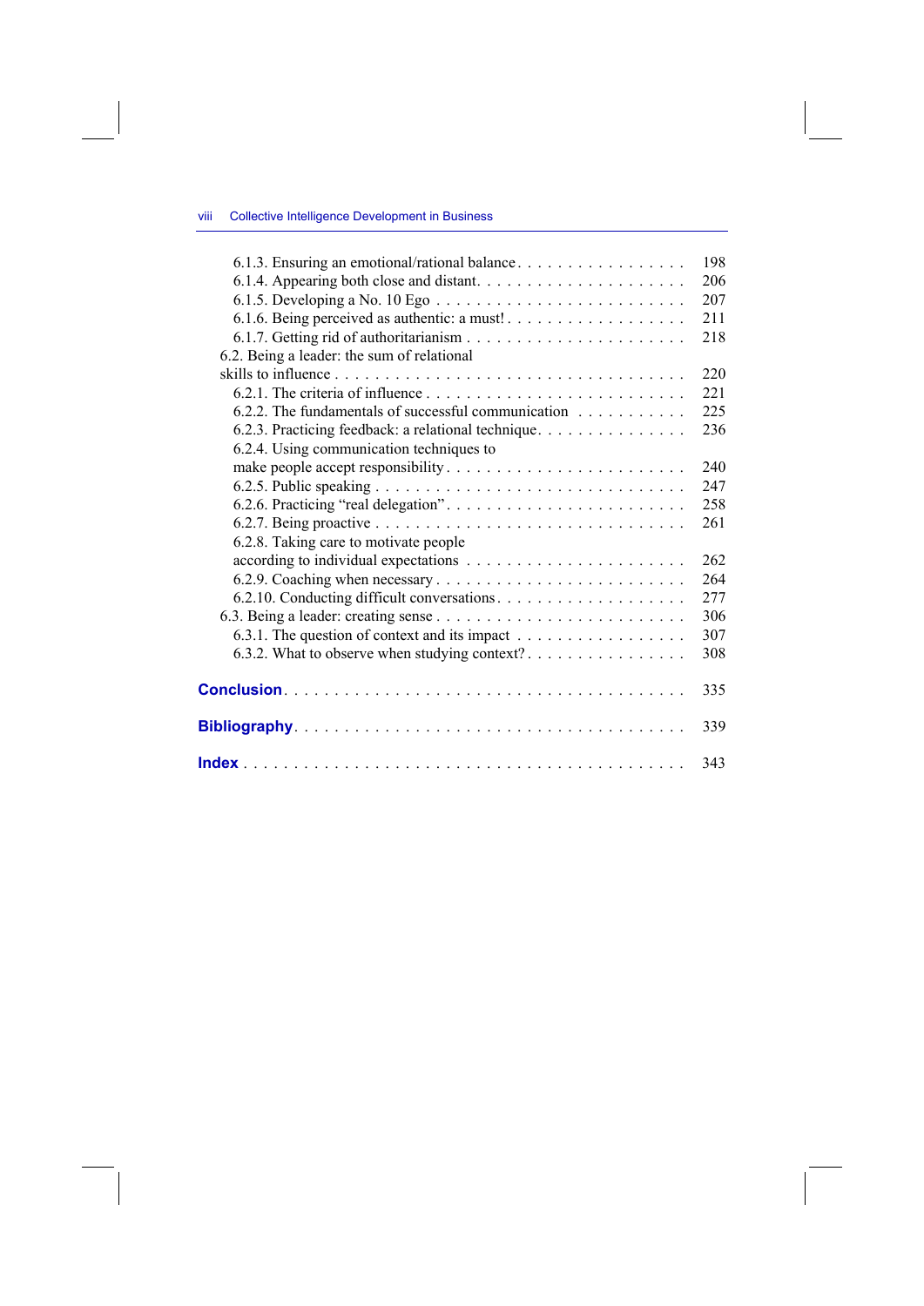6.1.3. Ensuring an emotional/rational balance . . . . . . . . . . . . . . . . . 198
6.1.4. Appearing both close and distant. . . . . . . . . . . . . . . . . . . . . 206
6.1.5. Developing a No. 10 Ego . . . . . . . . . . . . . . . . . . . . . . . . . . 207
6.1.6. Being perceived as authentic: a must! . . . . . . . . . . . . . . . . . . 211
6.1.7. Getting rid of authoritarianism . . . . . . . . . . . . . . . . . . . . . 218

6.2. Being a leader: the sum of relational skills to influence . . . . . . . . . . . . . . . . . . . . . . . . . . . . . . . . . . 220
6.2.1. The criteria of influence . . . . . . . . . . . . . . . . . . . . . . . . . . 221
6.2.2. The fundamentals of successful communication . . . . . . . . . . . 225
6.2.3. Practicing feedback: a relational technique. . . . . . . . . . . . . . . 236
6.2.4. Using communication techniques to make people accept responsibility . . . . . . . . . . . . . . . . . . . . . . . . 240
6.2.5. Public speaking . . . . . . . . . . . . . . . . . . . . . . . . . . . . . . . 247
6.2.6. Practicing "real delegation" . . . . . . . . . . . . . . . . . . . . . . . . 258
6.2.7. Being proactive . . . . . . . . . . . . . . . . . . . . . . . . . . . . . . . 261
6.2.8. Taking care to motivate people according to individual expectations . . . . . . . . . . . . . . . . . . . . . . 262
6.2.9. Coaching when necessary . . . . . . . . . . . . . . . . . . . . . . . . . 264
6.2.10. Conducting difficult conversations . . . . . . . . . . . . . . . . . . . 277

6.3. Being a leader: creating sense . . . . . . . . . . . . . . . . . . . . . . . . . 306
6.3.1. The question of context and its impact . . . . . . . . . . . . . . . . . 307
6.3.2. What to observe when studying context? . . . . . . . . . . . . . . . . 308

**Conclusion** . . . . . . . . . . . . . . . . . . . . . . . . . . . . . . . . . . . . . 335

**Bibliography** . . . . . . . . . . . . . . . . . . . . . . . . . . . . . . . . . . . . 339

**Index** . . . . . . . . . . . . . . . . . . . . . . . . . . . . . . . . . . . . . . . . 343